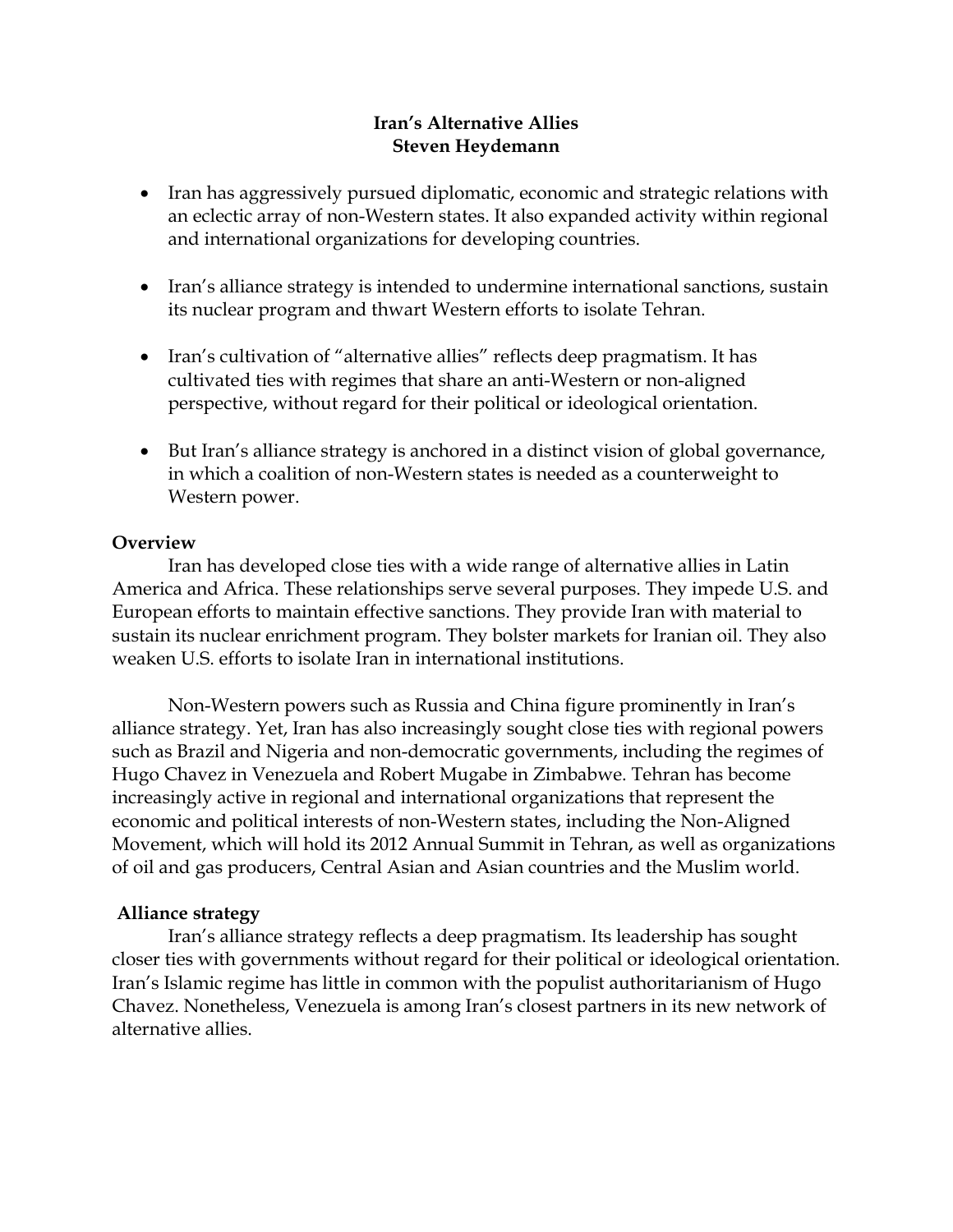# Iran's Alternative Allies

**Steven Heydemann**

- Iran has aggressively pursued diplomatic, economic and strategic relations with an eclectic array of non-Western states. It also expanded activity within regional and international organizations for developing countries.
- Iran's alliance strategy is intended to undermine international sanctions, sustain its nuclear program and thwart Western efforts to isolate Tehran.
- Iran's cultivation of "alternative allies" reflects deep pragmatism. It has cultivated ties with regimes that share an anti-Western or non-aligned perspective, without regard for their political or ideological orientation.
- But Iran's alliance strategy is anchored in a distinct vision of global governance, in which a coalition of non-Western states is needed as a counterweight to Western power.

## Overview

Iran has developed close ties with a wide range of alternative allies in Latin America and Africa. These relationships serve several purposes. They impede U.S. and European efforts to maintain effective sanctions. They provide Iran with material to sustain its nuclear enrichment program. They bolster markets for Iranian oil. They also weaken U.S. efforts to isolate Iran in international institutions.

Non-Western powers such as Russia and China figure prominently in Iran's alliance strategy. Yet, Iran has also increasingly sought close ties with regional powers such as Brazil and Nigeria and non-democratic governments, including the regimes of Hugo Chavez in Venezuela and Robert Mugabe in Zimbabwe. Tehran has become increasingly active in regional and international organizations that represent the economic and political interests of non-Western states, including the Non-Aligned Movement, which will hold its 2012 Annual Summit in Tehran, as well as organizations of oil and gas producers, Central Asian and Asian countries and the Muslim world.

## Alliance strategy

Iran's alliance strategy reflects a deep pragmatism. Its leadership has sought closer ties with governments without regard for their political or ideological orientation. Iran's Islamic regime has little in common with the populist authoritarianism of Hugo Chavez. Nonetheless, Venezuela is among Iran's closest partners in its new network of alternative allies.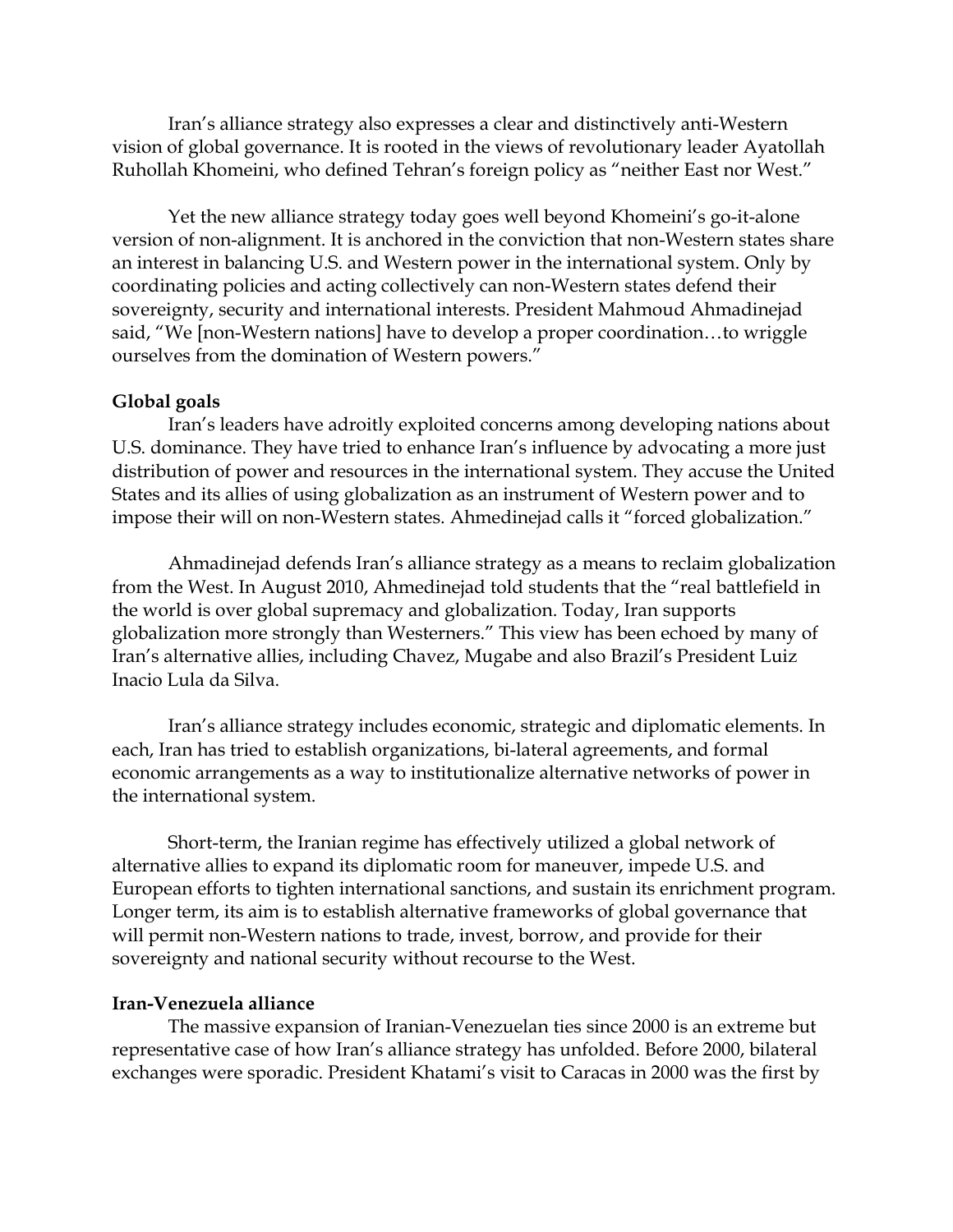Iran's alliance strategy also expresses a clear and distinctively anti-Western vision of global governance. It is rooted in the views of revolutionary leader Ayatollah Ruhollah Khomeini, who defined Tehran's foreign policy as "neither East nor West."

Yet the new alliance strategy today goes well beyond Khomeini's go-it-alone version of non-alignment. It is anchored in the conviction that non-Western states share an interest in balancing U.S. and Western power in the international system. Only by coordinating policies and acting collectively can non-Western states defend their sovereignty, security and international interests. President Mahmoud Ahmadinejad said, "We [non-Western nations] have to develop a proper coordination…to wriggle ourselves from the domination of Western powers."

**Global goals**

Iran's leaders have adroitly exploited concerns among developing nations about U.S. dominance. They have tried to enhance Iran's influence by advocating a more just distribution of power and resources in the international system. They accuse the United States and its allies of using globalization as an instrument of Western power and to impose their will on non-Western states. Ahmedinejad calls it "forced globalization."

Ahmadinejad defends Iran's alliance strategy as a means to reclaim globalization from the West. In August 2010, Ahmedinejad told students that the "real battlefield in the world is over global supremacy and globalization. Today, Iran supports globalization more strongly than Westerners." This view has been echoed by many of Iran's alternative allies, including Chavez, Mugabe and also Brazil's President Luiz Inacio Lula da Silva.

Iran's alliance strategy includes economic, strategic and diplomatic elements. In each, Iran has tried to establish organizations, bi-lateral agreements, and formal economic arrangements as a way to institutionalize alternative networks of power in the international system.

Short-term, the Iranian regime has effectively utilized a global network of alternative allies to expand its diplomatic room for maneuver, impede U.S. and European efforts to tighten international sanctions, and sustain its enrichment program. Longer term, its aim is to establish alternative frameworks of global governance that will permit non-Western nations to trade, invest, borrow, and provide for their sovereignty and national security without recourse to the West.

**Iran-Venezuela alliance**

The massive expansion of Iranian-Venezuelan ties since 2000 is an extreme but representative case of how Iran's alliance strategy has unfolded. Before 2000, bilateral exchanges were sporadic. President Khatami's visit to Caracas in 2000 was the first by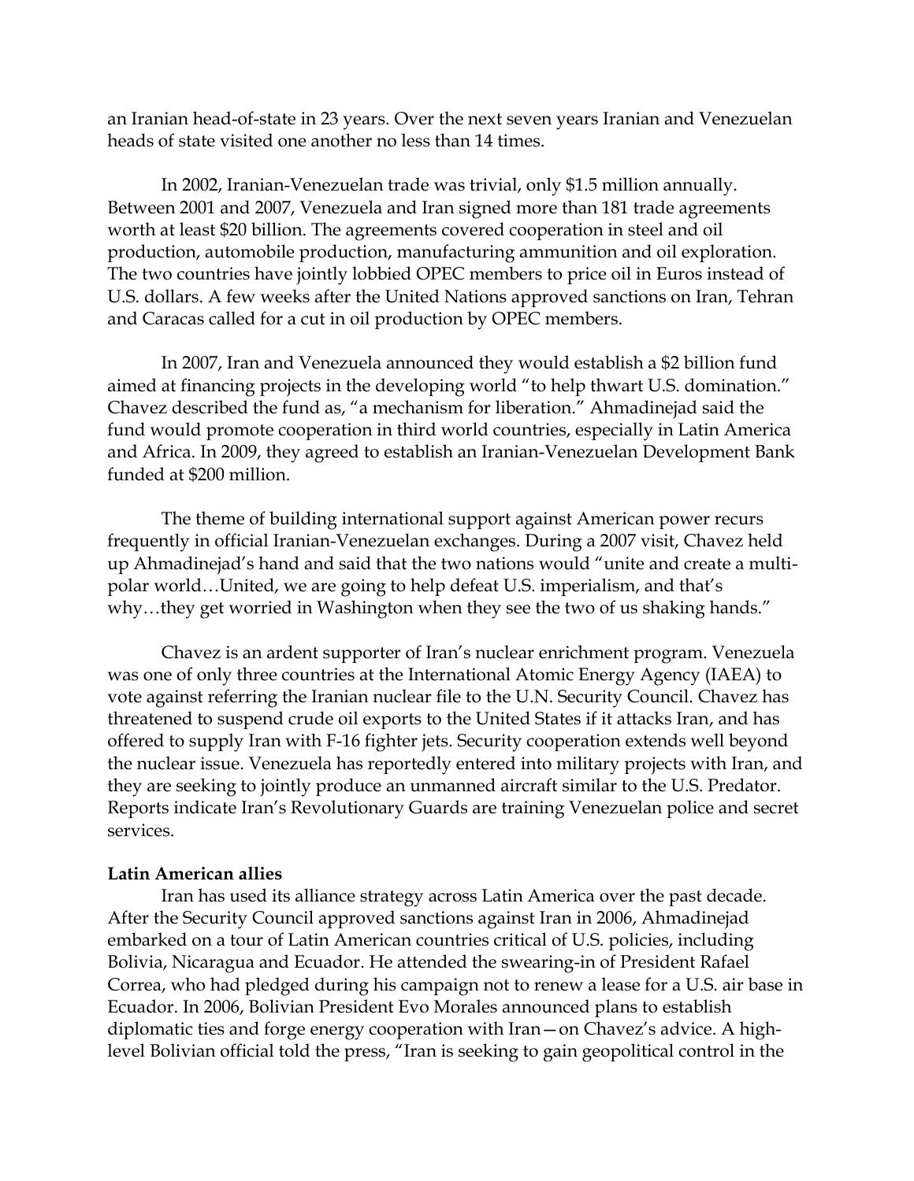an Iranian head-of-state in 23 years. Over the next seven years Iranian and Venezuelan heads of state visited one another no less than 14 times.

In 2002, Iranian-Venezuelan trade was trivial, only $1.5 million annually. Between 2001 and 2007, Venezuela and Iran signed more than 181 trade agreements worth at least $20 billion. The agreements covered cooperation in steel and oil production, automobile production, manufacturing ammunition and oil exploration. The two countries have jointly lobbied OPEC members to price oil in Euros instead of U.S. dollars. A few weeks after the United Nations approved sanctions on Iran, Tehran and Caracas called for a cut in oil production by OPEC members.

In 2007, Iran and Venezuela announced they would establish a $2 billion fund aimed at financing projects in the developing world "to help thwart U.S. domination." Chavez described the fund as, "a mechanism for liberation." Ahmadinejad said the fund would promote cooperation in third world countries, especially in Latin America and Africa. In 2009, they agreed to establish an Iranian-Venezuelan Development Bank funded at $200 million.

The theme of building international support against American power recurs frequently in official Iranian-Venezuelan exchanges. During a 2007 visit, Chavez held up Ahmadinejad's hand and said that the two nations would "unite and create a multi-polar world…United, we are going to help defeat U.S. imperialism, and that's why…they get worried in Washington when they see the two of us shaking hands."

Chavez is an ardent supporter of Iran's nuclear enrichment program. Venezuela was one of only three countries at the International Atomic Energy Agency (IAEA) to vote against referring the Iranian nuclear file to the U.N. Security Council. Chavez has threatened to suspend crude oil exports to the United States if it attacks Iran, and has offered to supply Iran with F-16 fighter jets. Security cooperation extends well beyond the nuclear issue. Venezuela has reportedly entered into military projects with Iran, and they are seeking to jointly produce an unmanned aircraft similar to the U.S. Predator. Reports indicate Iran's Revolutionary Guards are training Venezuelan police and secret services.

**Latin American allies**

Iran has used its alliance strategy across Latin America over the past decade. After the Security Council approved sanctions against Iran in 2006, Ahmadinejad embarked on a tour of Latin American countries critical of U.S. policies, including Bolivia, Nicaragua and Ecuador. He attended the swearing-in of President Rafael Correa, who had pledged during his campaign not to renew a lease for a U.S. air base in Ecuador. In 2006, Bolivian President Evo Morales announced plans to establish diplomatic ties and forge energy cooperation with Iran—on Chavez's advice. A high-level Bolivian official told the press, "Iran is seeking to gain geopolitical control in the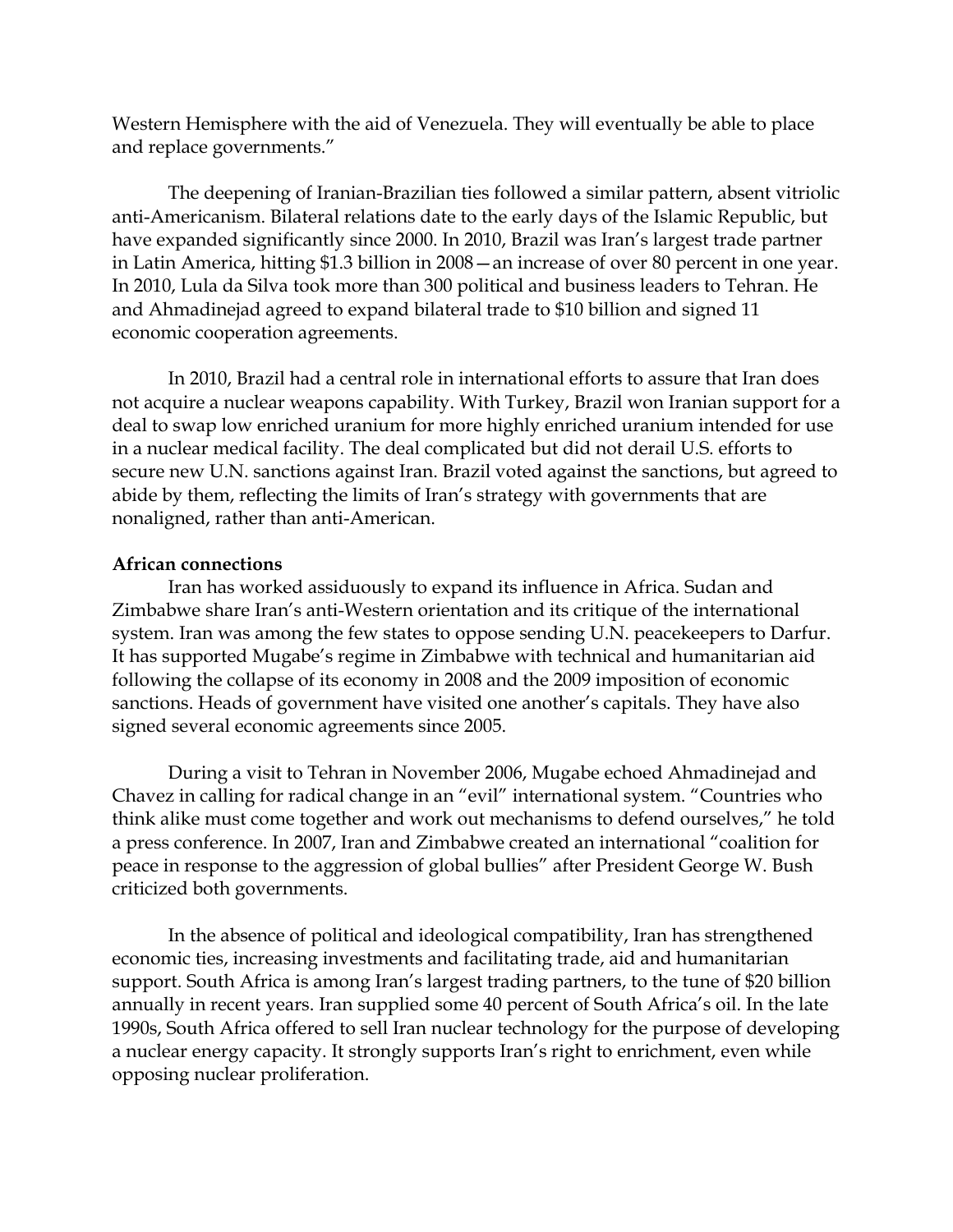Western Hemisphere with the aid of Venezuela. They will eventually be able to place and replace governments."

The deepening of Iranian-Brazilian ties followed a similar pattern, absent vitriolic anti-Americanism. Bilateral relations date to the early days of the Islamic Republic, but have expanded significantly since 2000. In 2010, Brazil was Iran's largest trade partner in Latin America, hitting $1.3 billion in 2008—an increase of over 80 percent in one year. In 2010, Lula da Silva took more than 300 political and business leaders to Tehran. He and Ahmadinejad agreed to expand bilateral trade to $10 billion and signed 11 economic cooperation agreements.

In 2010, Brazil had a central role in international efforts to assure that Iran does not acquire a nuclear weapons capability. With Turkey, Brazil won Iranian support for a deal to swap low enriched uranium for more highly enriched uranium intended for use in a nuclear medical facility. The deal complicated but did not derail U.S. efforts to secure new U.N. sanctions against Iran. Brazil voted against the sanctions, but agreed to abide by them, reflecting the limits of Iran's strategy with governments that are nonaligned, rather than anti-American.

**African connections**

Iran has worked assiduously to expand its influence in Africa. Sudan and Zimbabwe share Iran's anti-Western orientation and its critique of the international system. Iran was among the few states to oppose sending U.N. peacekeepers to Darfur. It has supported Mugabe's regime in Zimbabwe with technical and humanitarian aid following the collapse of its economy in 2008 and the 2009 imposition of economic sanctions. Heads of government have visited one another's capitals. They have also signed several economic agreements since 2005.

During a visit to Tehran in November 2006, Mugabe echoed Ahmadinejad and Chavez in calling for radical change in an "evil" international system. "Countries who think alike must come together and work out mechanisms to defend ourselves," he told a press conference. In 2007, Iran and Zimbabwe created an international "coalition for peace in response to the aggression of global bullies" after President George W. Bush criticized both governments.

In the absence of political and ideological compatibility, Iran has strengthened economic ties, increasing investments and facilitating trade, aid and humanitarian support. South Africa is among Iran's largest trading partners, to the tune of $20 billion annually in recent years. Iran supplied some 40 percent of South Africa's oil. In the late 1990s, South Africa offered to sell Iran nuclear technology for the purpose of developing a nuclear energy capacity. It strongly supports Iran's right to enrichment, even while opposing nuclear proliferation.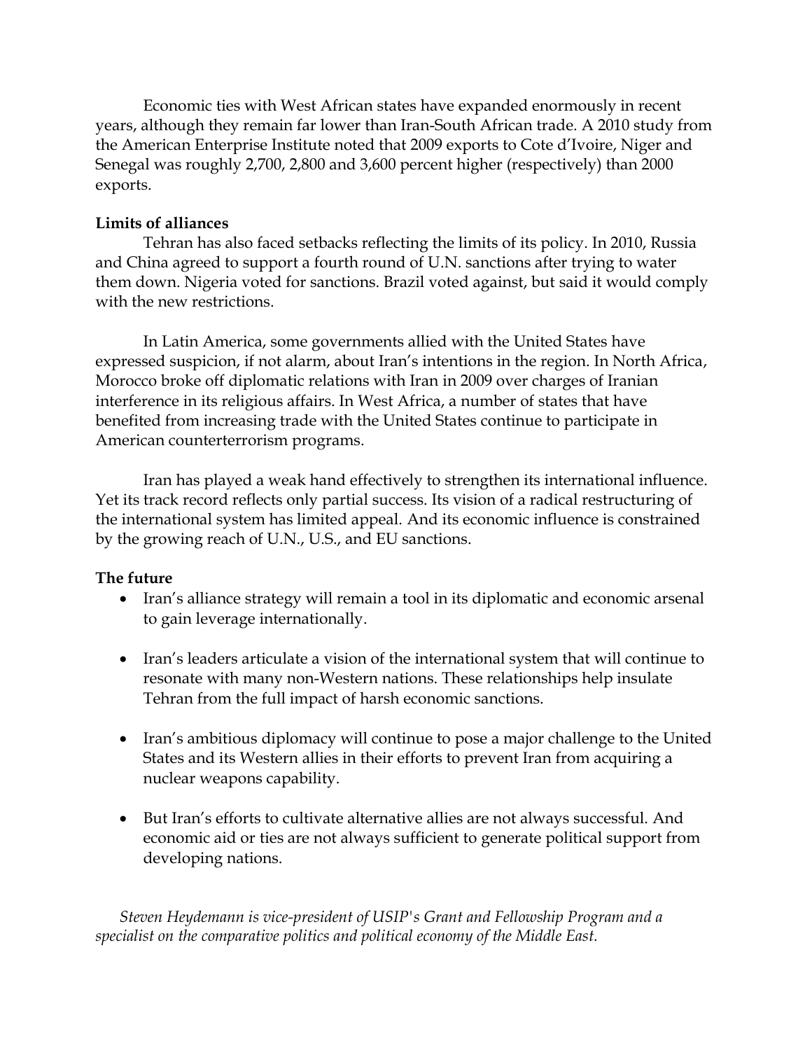Economic ties with West African states have expanded enormously in recent years, although they remain far lower than Iran-South African trade. A 2010 study from the American Enterprise Institute noted that 2009 exports to Cote d'Ivoire, Niger and Senegal was roughly 2,700, 2,800 and 3,600 percent higher (respectively) than 2000 exports.

**Limits of alliances**

Tehran has also faced setbacks reflecting the limits of its policy. In 2010, Russia and China agreed to support a fourth round of U.N. sanctions after trying to water them down. Nigeria voted for sanctions. Brazil voted against, but said it would comply with the new restrictions.

In Latin America, some governments allied with the United States have expressed suspicion, if not alarm, about Iran's intentions in the region. In North Africa, Morocco broke off diplomatic relations with Iran in 2009 over charges of Iranian interference in its religious affairs. In West Africa, a number of states that have benefited from increasing trade with the United States continue to participate in American counterterrorism programs.

Iran has played a weak hand effectively to strengthen its international influence. Yet its track record reflects only partial success. Its vision of a radical restructuring of the international system has limited appeal. And its economic influence is constrained by the growing reach of U.N., U.S., and EU sanctions.

**The future**

- Iran's alliance strategy will remain a tool in its diplomatic and economic arsenal to gain leverage internationally.
- Iran's leaders articulate a vision of the international system that will continue to resonate with many non-Western nations. These relationships help insulate Tehran from the full impact of harsh economic sanctions.
- Iran's ambitious diplomacy will continue to pose a major challenge to the United States and its Western allies in their efforts to prevent Iran from acquiring a nuclear weapons capability.
- But Iran's efforts to cultivate alternative allies are not always successful. And economic aid or ties are not always sufficient to generate political support from developing nations.

*Steven Heydemann is vice-president of USIP's Grant and Fellowship Program and a specialist on the comparative politics and political economy of the Middle East.*